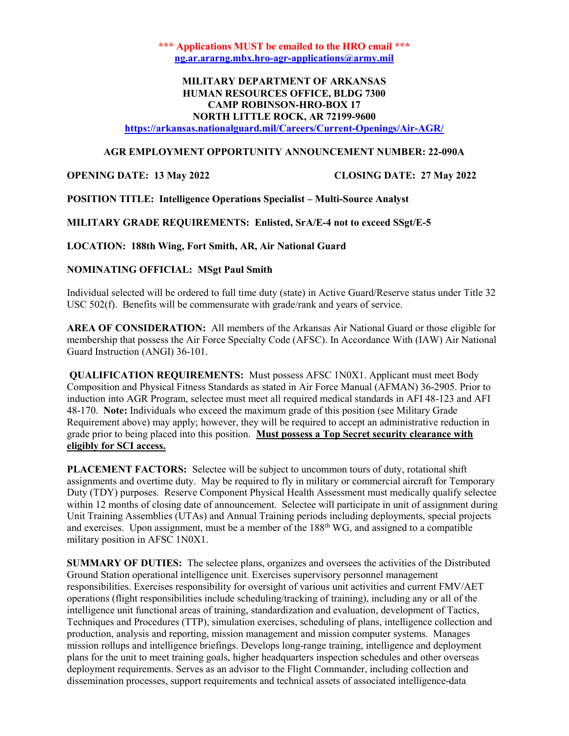**\*\*\* Applications MUST be emailed to the HRO email \*\*\***
**[ng.ar.ararng.mbx.hro-agr-applications@army.mil](mailto:ng.ar.ararng.mbx.hro-agr-applications@army.mil)**

**MILITARY DEPARTMENT OF ARKANSAS**
**HUMAN RESOURCES OFFICE, BLDG 7300**
**CAMP ROBINSON-HRO-BOX 17**
**NORTH LITTLE ROCK, AR 72199-9600**
**https://arkansas.nationalguard.mil/Careers/Current-Openings/Air-AGR/**

**AGR EMPLOYMENT OPPORTUNITY ANNOUNCEMENT NUMBER: 22-090A**

**OPENING DATE: 13 May 2022** **CLOSING DATE: 27 May 2022**

**POSITION TITLE: Intelligence Operations Specialist – Multi-Source Analyst**

**MILITARY GRADE REQUIREMENTS: Enlisted, SrA/E-4 not to exceed SSgt/E-5**

**LOCATION: 188th Wing, Fort Smith, AR, Air National Guard**

**NOMINATING OFFICIAL: MSgt Paul Smith**

Individual selected will be ordered to full time duty (state) in Active Guard/Reserve status under Title 32 USC 502(f). Benefits will be commensurate with grade/rank and years of service.

**AREA OF CONSIDERATION:** All members of the Arkansas Air National Guard or those eligible for membership that possess the Air Force Specialty Code (AFSC). In Accordance With (IAW) Air National Guard Instruction (ANGI) 36-101.

**QUALIFICATION REQUIREMENTS:** Must possess AFSC 1N0X1. Applicant must meet Body Composition and Physical Fitness Standards as stated in Air Force Manual (AFMAN) 36-2905. Prior to induction into AGR Program, selectee must meet all required medical standards in AFI 48-123 and AFI 48-170. **Note:** Individuals who exceed the maximum grade of this position (see Military Grade Requirement above) may apply; however, they will be required to accept an administrative reduction in grade prior to being placed into this position. **Must possess a Top Secret security clearance with eligibly for SCI access.**

**PLACEMENT FACTORS:** Selectee will be subject to uncommon tours of duty, rotational shift assignments and overtime duty. May be required to fly in military or commercial aircraft for Temporary Duty (TDY) purposes. Reserve Component Physical Health Assessment must medically qualify selectee within 12 months of closing date of announcement. Selectee will participate in unit of assignment during Unit Training Assemblies (UTAs) and Annual Training periods including deployments, special projects and exercises. Upon assignment, must be a member of the 188th WG, and assigned to a compatible military position in AFSC 1N0X1.

**SUMMARY OF DUTIES:** The selectee plans, organizes and oversees the activities of the Distributed Ground Station operational intelligence unit. Exercises supervisory personnel management responsibilities. Exercises responsibility for oversight of various unit activities and current FMV/AET operations (flight responsibilities include scheduling/tracking of training), including any or all of the intelligence unit functional areas of training, standardization and evaluation, development of Tactics, Techniques and Procedures (TTP), simulation exercises, scheduling of plans, intelligence collection and production, analysis and reporting, mission management and mission computer systems. Manages mission rollups and intelligence briefings. Develops long-range training, intelligence and deployment plans for the unit to meet training goals, higher headquarters inspection schedules and other overseas deployment requirements. Serves as an advisor to the Flight Commander, including collection and dissemination processes, support requirements and technical assets of associated intelligence-data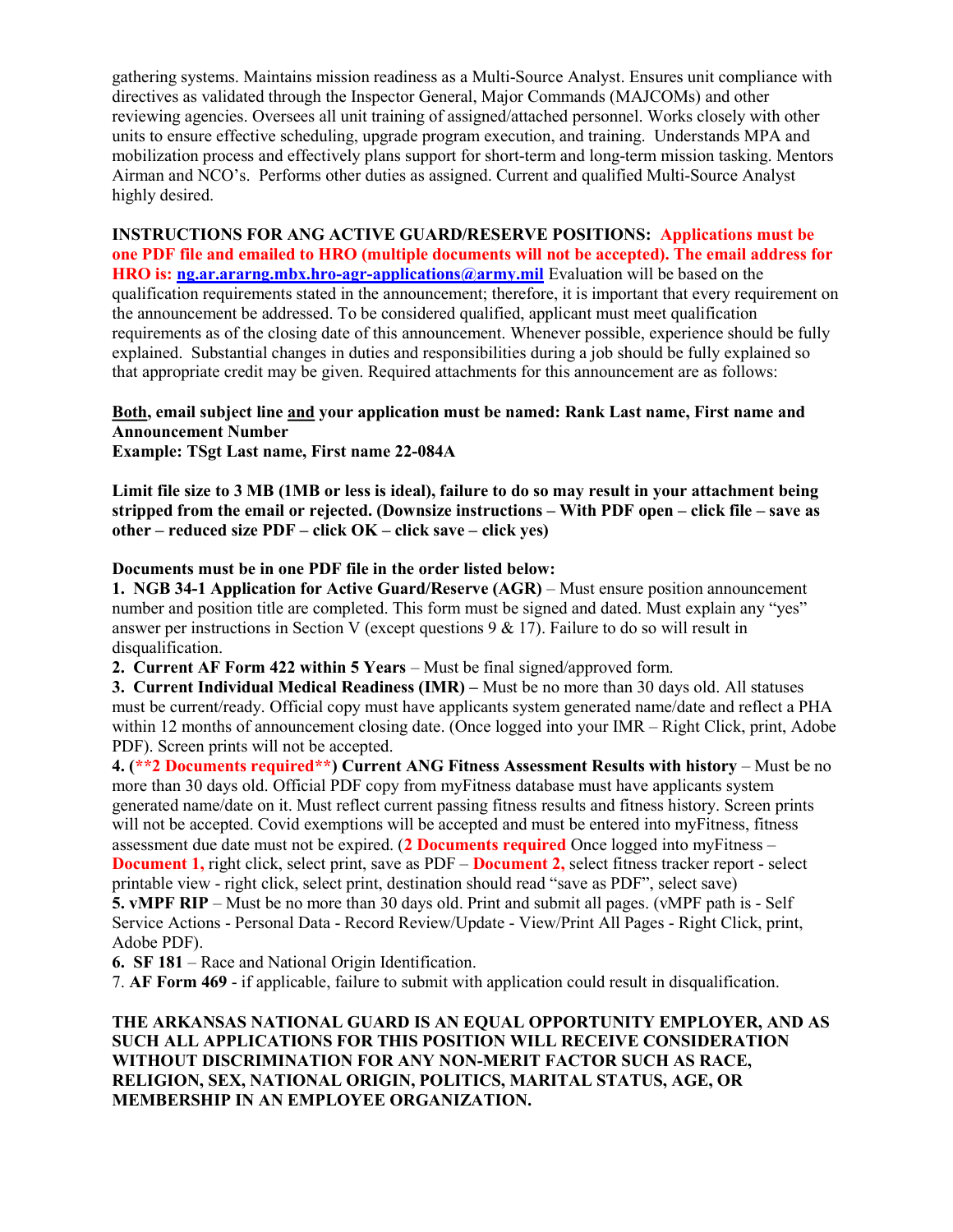gathering systems. Maintains mission readiness as a Multi-Source Analyst. Ensures unit compliance with directives as validated through the Inspector General, Major Commands (MAJCOMs) and other reviewing agencies. Oversees all unit training of assigned/attached personnel. Works closely with other units to ensure effective scheduling, upgrade program execution, and training. Understands MPA and mobilization process and effectively plans support for short-term and long-term mission tasking. Mentors Airman and NCO's. Performs other duties as assigned. Current and qualified Multi-Source Analyst highly desired.

**INSTRUCTIONS FOR ANG ACTIVE GUARD/RESERVE POSITIONS: Applications must be one PDF file and emailed to HRO (multiple documents will not be accepted). The email address for HRO is: ng.ar.ararng.mbx.hro-agr-applications@army.mil** Evaluation will be based on the qualification requirements stated in the announcement; therefore, it is important that every requirement on the announcement be addressed. To be considered qualified, applicant must meet qualification requirements as of the closing date of this announcement. Whenever possible, experience should be fully explained. Substantial changes in duties and responsibilities during a job should be fully explained so that appropriate credit may be given. Required attachments for this announcement are as follows:

**Both, email subject line and your application must be named: Rank Last name, First name and Announcement Number**
**Example: TSgt Last name, First name 22-084A**

**Limit file size to 3 MB (1MB or less is ideal), failure to do so may result in your attachment being stripped from the email or rejected. (Downsize instructions – With PDF open – click file – save as other – reduced size PDF – click OK – click save – click yes)**

**Documents must be in one PDF file in the order listed below:**

1. **NGB 34-1 Application for Active Guard/Reserve (AGR)** – Must ensure position announcement number and position title are completed. This form must be signed and dated. Must explain any "yes" answer per instructions in Section V (except questions 9 & 17). Failure to do so will result in disqualification.
2. **Current AF Form 422 within 5 Years** – Must be final signed/approved form.
3. **Current Individual Medical Readiness (IMR) –** Must be no more than 30 days old. All statuses must be current/ready. Official copy must have applicants system generated name/date and reflect a PHA within 12 months of announcement closing date. (Once logged into your IMR – Right Click, print, Adobe PDF). Screen prints will not be accepted.
4. **(\*\*2 Documents required\*\*) Current ANG Fitness Assessment Results with history** – Must be no more than 30 days old. Official PDF copy from myFitness database must have applicants system generated name/date on it. Must reflect current passing fitness results and fitness history. Screen prints will not be accepted. Covid exemptions will be accepted and must be entered into myFitness, fitness assessment due date must not be expired. (**2 Documents required** Once logged into myFitness – **Document 1,** right click, select print, save as PDF – **Document 2,** select fitness tracker report - select printable view - right click, select print, destination should read "save as PDF", select save)
5. **vMPF RIP** – Must be no more than 30 days old. Print and submit all pages. (vMPF path is - Self Service Actions - Personal Data - Record Review/Update - View/Print All Pages - Right Click, print, Adobe PDF).
6. **SF 181** – Race and National Origin Identification.
7. **AF Form 469** - if applicable, failure to submit with application could result in disqualification.

**THE ARKANSAS NATIONAL GUARD IS AN EQUAL OPPORTUNITY EMPLOYER, AND AS SUCH ALL APPLICATIONS FOR THIS POSITION WILL RECEIVE CONSIDERATION WITHOUT DISCRIMINATION FOR ANY NON-MERIT FACTOR SUCH AS RACE, RELIGION, SEX, NATIONAL ORIGIN, POLITICS, MARITAL STATUS, AGE, OR MEMBERSHIP IN AN EMPLOYEE ORGANIZATION.**